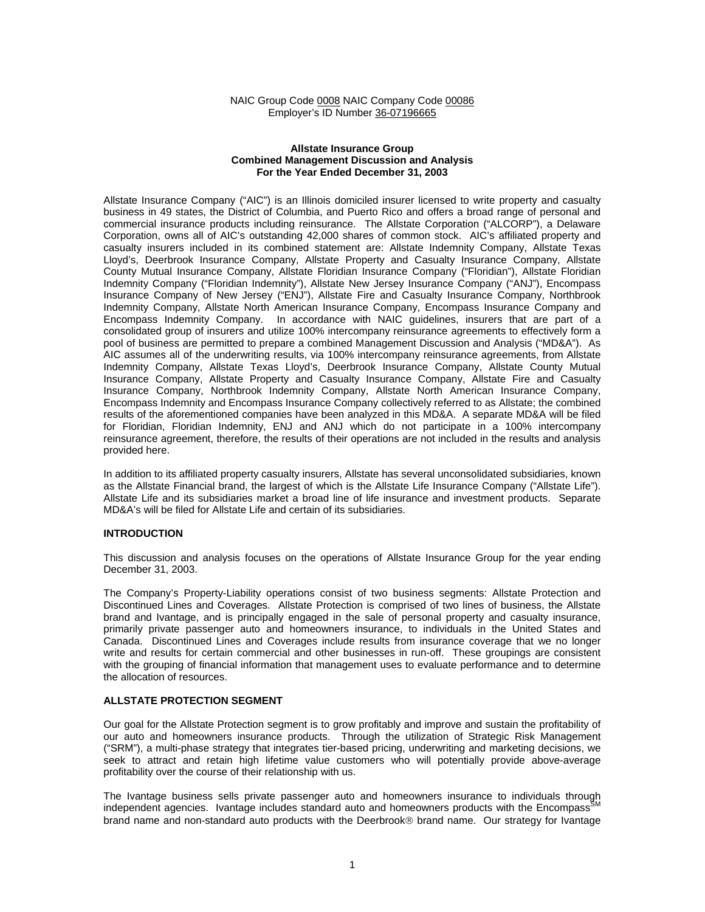NAIC Group Code 0008 NAIC Company Code 00086
Employer's ID Number 36-07196665

**Allstate Insurance Group**
**Combined Management Discussion and Analysis**
**For the Year Ended December 31, 2003**

Allstate Insurance Company ("AIC") is an Illinois domiciled insurer licensed to write property and casualty business in 49 states, the District of Columbia, and Puerto Rico and offers a broad range of personal and commercial insurance products including reinsurance. The Allstate Corporation ("ALCORP"), a Delaware Corporation, owns all of AIC's outstanding 42,000 shares of common stock. AIC's affiliated property and casualty insurers included in its combined statement are: Allstate Indemnity Company, Allstate Texas Lloyd's, Deerbrook Insurance Company, Allstate Property and Casualty Insurance Company, Allstate County Mutual Insurance Company, Allstate Floridian Insurance Company ("Floridian"), Allstate Floridian Indemnity Company ("Floridian Indemnity"), Allstate New Jersey Insurance Company ("ANJ"), Encompass Insurance Company of New Jersey ("ENJ"), Allstate Fire and Casualty Insurance Company, Northbrook Indemnity Company, Allstate North American Insurance Company, Encompass Insurance Company and Encompass Indemnity Company. In accordance with NAIC guidelines, insurers that are part of a consolidated group of insurers and utilize 100% intercompany reinsurance agreements to effectively form a pool of business are permitted to prepare a combined Management Discussion and Analysis ("MD&A"). As AIC assumes all of the underwriting results, via 100% intercompany reinsurance agreements, from Allstate Indemnity Company, Allstate Texas Lloyd's, Deerbrook Insurance Company, Allstate County Mutual Insurance Company, Allstate Property and Casualty Insurance Company, Allstate Fire and Casualty Insurance Company, Northbrook Indemnity Company, Allstate North American Insurance Company, Encompass Indemnity and Encompass Insurance Company collectively referred to as Allstate; the combined results of the aforementioned companies have been analyzed in this MD&A. A separate MD&A will be filed for Floridian, Floridian Indemnity, ENJ and ANJ which do not participate in a 100% intercompany reinsurance agreement, therefore, the results of their operations are not included in the results and analysis provided here.

In addition to its affiliated property casualty insurers, Allstate has several unconsolidated subsidiaries, known as the Allstate Financial brand, the largest of which is the Allstate Life Insurance Company ("Allstate Life"). Allstate Life and its subsidiaries market a broad line of life insurance and investment products. Separate MD&A's will be filed for Allstate Life and certain of its subsidiaries.

## INTRODUCTION

This discussion and analysis focuses on the operations of Allstate Insurance Group for the year ending December 31, 2003.

The Company's Property-Liability operations consist of two business segments: Allstate Protection and Discontinued Lines and Coverages. Allstate Protection is comprised of two lines of business, the Allstate brand and Ivantage, and is principally engaged in the sale of personal property and casualty insurance, primarily private passenger auto and homeowners insurance, to individuals in the United States and Canada. Discontinued Lines and Coverages include results from insurance coverage that we no longer write and results for certain commercial and other businesses in run-off. These groupings are consistent with the grouping of financial information that management uses to evaluate performance and to determine the allocation of resources.

## ALLSTATE PROTECTION SEGMENT

Our goal for the Allstate Protection segment is to grow profitably and improve and sustain the profitability of our auto and homeowners insurance products. Through the utilization of Strategic Risk Management ("SRM"), a multi-phase strategy that integrates tier-based pricing, underwriting and marketing decisions, we seek to attract and retain high lifetime value customers who will potentially provide above-average profitability over the course of their relationship with us.

The Ivantage business sells private passenger auto and homeowners insurance to individuals through independent agencies. Ivantage includes standard auto and homeowners products with the Encompass[SM] brand name and non-standard auto products with the Deerbrook® brand name. Our strategy for Ivantage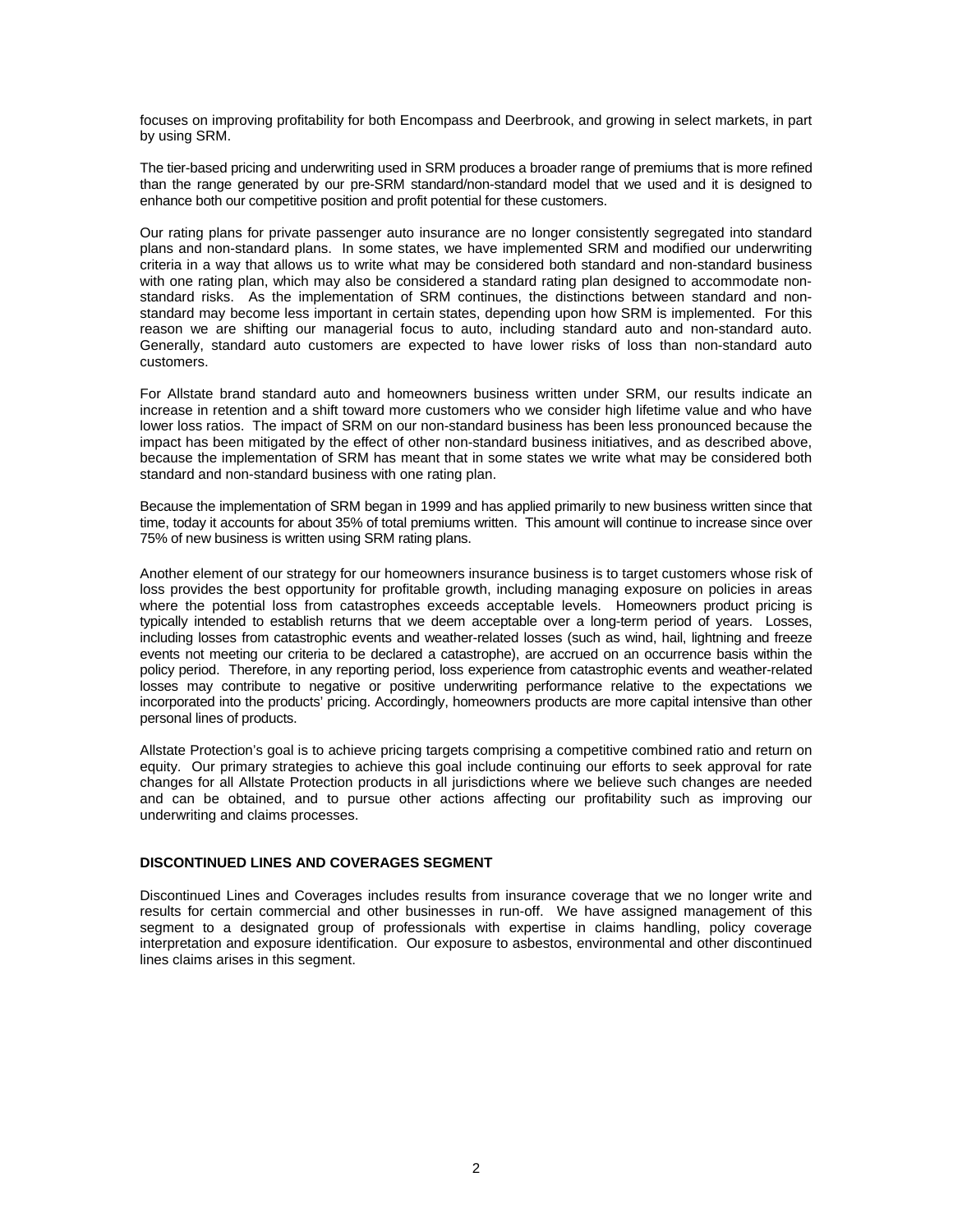focuses on improving profitability for both Encompass and Deerbrook, and growing in select markets, in part by using SRM.

The tier-based pricing and underwriting used in SRM produces a broader range of premiums that is more refined than the range generated by our pre-SRM standard/non-standard model that we used and it is designed to enhance both our competitive position and profit potential for these customers.

Our rating plans for private passenger auto insurance are no longer consistently segregated into standard plans and non-standard plans. In some states, we have implemented SRM and modified our underwriting criteria in a way that allows us to write what may be considered both standard and non-standard business with one rating plan, which may also be considered a standard rating plan designed to accommodate non-standard risks. As the implementation of SRM continues, the distinctions between standard and non-standard may become less important in certain states, depending upon how SRM is implemented. For this reason we are shifting our managerial focus to auto, including standard auto and non-standard auto. Generally, standard auto customers are expected to have lower risks of loss than non-standard auto customers.

For Allstate brand standard auto and homeowners business written under SRM, our results indicate an increase in retention and a shift toward more customers who we consider high lifetime value and who have lower loss ratios. The impact of SRM on our non-standard business has been less pronounced because the impact has been mitigated by the effect of other non-standard business initiatives, and as described above, because the implementation of SRM has meant that in some states we write what may be considered both standard and non-standard business with one rating plan.

Because the implementation of SRM began in 1999 and has applied primarily to new business written since that time, today it accounts for about 35% of total premiums written. This amount will continue to increase since over 75% of new business is written using SRM rating plans.

Another element of our strategy for our homeowners insurance business is to target customers whose risk of loss provides the best opportunity for profitable growth, including managing exposure on policies in areas where the potential loss from catastrophes exceeds acceptable levels. Homeowners product pricing is typically intended to establish returns that we deem acceptable over a long-term period of years. Losses, including losses from catastrophic events and weather-related losses (such as wind, hail, lightning and freeze events not meeting our criteria to be declared a catastrophe), are accrued on an occurrence basis within the policy period. Therefore, in any reporting period, loss experience from catastrophic events and weather-related losses may contribute to negative or positive underwriting performance relative to the expectations we incorporated into the products' pricing. Accordingly, homeowners products are more capital intensive than other personal lines of products.

Allstate Protection's goal is to achieve pricing targets comprising a competitive combined ratio and return on equity. Our primary strategies to achieve this goal include continuing our efforts to seek approval for rate changes for all Allstate Protection products in all jurisdictions where we believe such changes are needed and can be obtained, and to pursue other actions affecting our profitability such as improving our underwriting and claims processes.

## DISCONTINUED LINES AND COVERAGES SEGMENT

Discontinued Lines and Coverages includes results from insurance coverage that we no longer write and results for certain commercial and other businesses in run-off. We have assigned management of this segment to a designated group of professionals with expertise in claims handling, policy coverage interpretation and exposure identification. Our exposure to asbestos, environmental and other discontinued lines claims arises in this segment.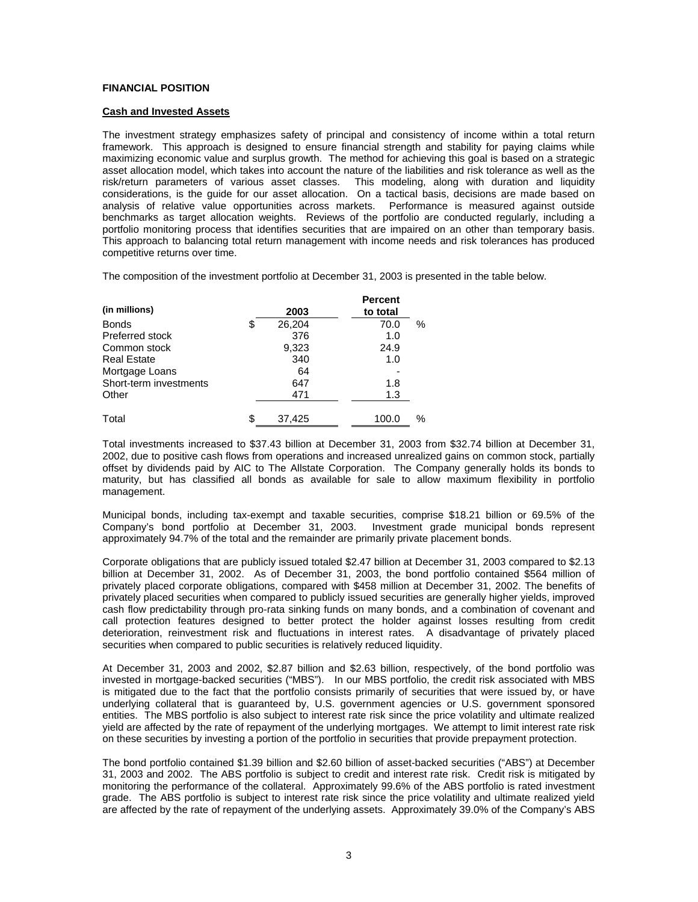**FINANCIAL POSITION**

**Cash and Invested Assets**

The investment strategy emphasizes safety of principal and consistency of income within a total return framework. This approach is designed to ensure financial strength and stability for paying claims while maximizing economic value and surplus growth. The method for achieving this goal is based on a strategic asset allocation model, which takes into account the nature of the liabilities and risk tolerance as well as the risk/return parameters of various asset classes. This modeling, along with duration and liquidity considerations, is the guide for our asset allocation. On a tactical basis, decisions are made based on analysis of relative value opportunities across markets. Performance is measured against outside benchmarks as target allocation weights. Reviews of the portfolio are conducted regularly, including a portfolio monitoring process that identifies securities that are impaired on an other than temporary basis. This approach to balancing total return management with income needs and risk tolerances has produced competitive returns over time.

The composition of the investment portfolio at December 31, 2003 is presented in the table below.

| (in millions) | 2003 | Percent to total |
|---|---|---|
| Bonds | $ 26,204 | 70.0 % |
| Preferred stock | 376 | 1.0 |
| Common stock | 9,323 | 24.9 |
| Real Estate | 340 | 1.0 |
| Mortgage Loans | 64 | - |
| Short-term investments | 647 | 1.8 |
| Other | 471 | 1.3 |
| Total | $ 37,425 | 100.0 % |

Total investments increased to $37.43 billion at December 31, 2003 from $32.74 billion at December 31, 2002, due to positive cash flows from operations and increased unrealized gains on common stock, partially offset by dividends paid by AIC to The Allstate Corporation. The Company generally holds its bonds to maturity, but has classified all bonds as available for sale to allow maximum flexibility in portfolio management.

Municipal bonds, including tax-exempt and taxable securities, comprise $18.21 billion or 69.5% of the Company's bond portfolio at December 31, 2003. Investment grade municipal bonds represent approximately 94.7% of the total and the remainder are primarily private placement bonds.

Corporate obligations that are publicly issued totaled $2.47 billion at December 31, 2003 compared to $2.13 billion at December 31, 2002. As of December 31, 2003, the bond portfolio contained $564 million of privately placed corporate obligations, compared with $458 million at December 31, 2002. The benefits of privately placed securities when compared to publicly issued securities are generally higher yields, improved cash flow predictability through pro-rata sinking funds on many bonds, and a combination of covenant and call protection features designed to better protect the holder against losses resulting from credit deterioration, reinvestment risk and fluctuations in interest rates. A disadvantage of privately placed securities when compared to public securities is relatively reduced liquidity.

At December 31, 2003 and 2002, $2.87 billion and $2.63 billion, respectively, of the bond portfolio was invested in mortgage-backed securities ("MBS"). In our MBS portfolio, the credit risk associated with MBS is mitigated due to the fact that the portfolio consists primarily of securities that were issued by, or have underlying collateral that is guaranteed by, U.S. government agencies or U.S. government sponsored entities. The MBS portfolio is also subject to interest rate risk since the price volatility and ultimate realized yield are affected by the rate of repayment of the underlying mortgages. We attempt to limit interest rate risk on these securities by investing a portion of the portfolio in securities that provide prepayment protection.

The bond portfolio contained $1.39 billion and $2.60 billion of asset-backed securities ("ABS") at December 31, 2003 and 2002. The ABS portfolio is subject to credit and interest rate risk. Credit risk is mitigated by monitoring the performance of the collateral. Approximately 99.6% of the ABS portfolio is rated investment grade. The ABS portfolio is subject to interest rate risk since the price volatility and ultimate realized yield are affected by the rate of repayment of the underlying assets. Approximately 39.0% of the Company's ABS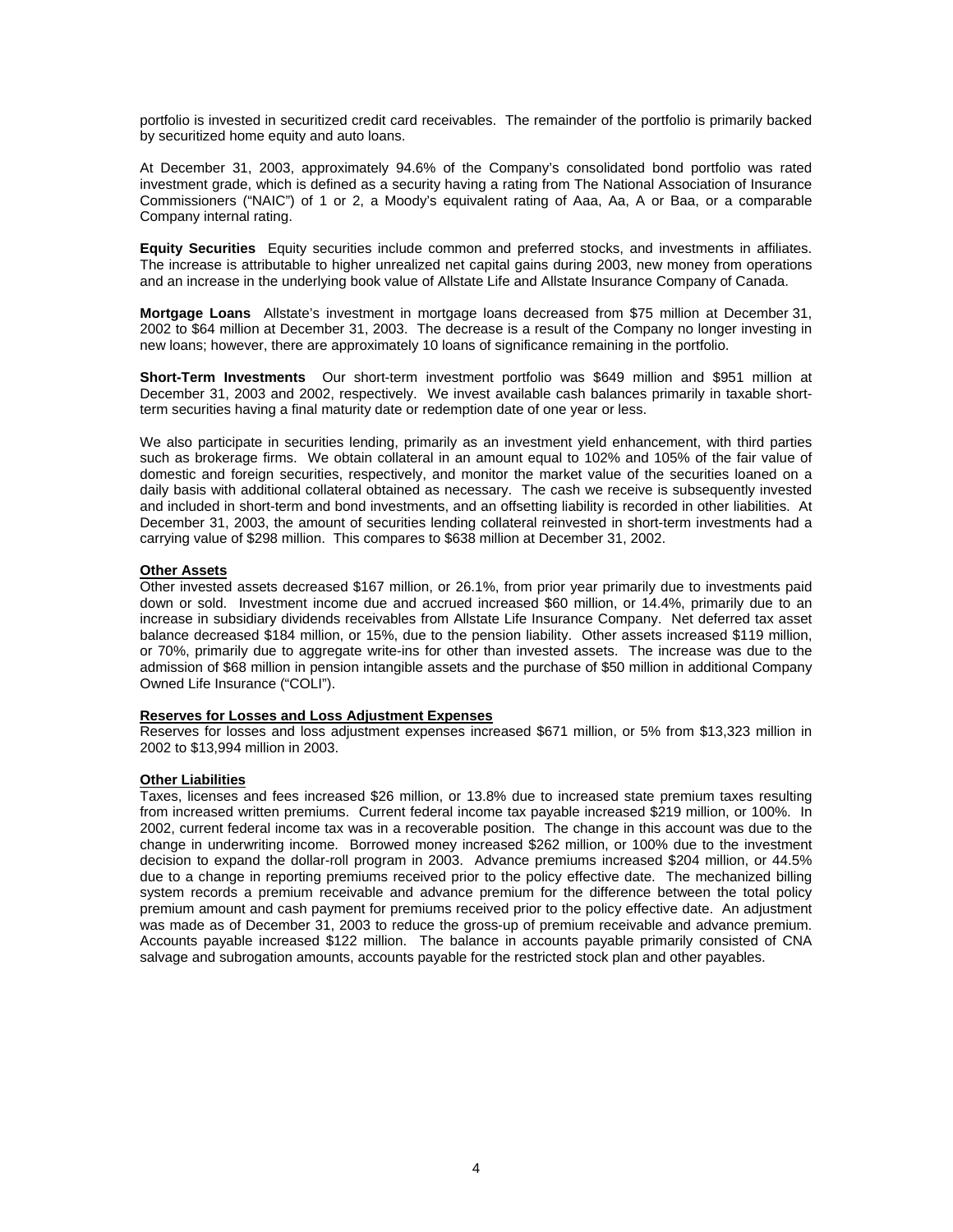portfolio is invested in securitized credit card receivables. The remainder of the portfolio is primarily backed by securitized home equity and auto loans.

At December 31, 2003, approximately 94.6% of the Company's consolidated bond portfolio was rated investment grade, which is defined as a security having a rating from The National Association of Insurance Commissioners ("NAIC") of 1 or 2, a Moody's equivalent rating of Aaa, Aa, A or Baa, or a comparable Company internal rating.

**Equity Securities** Equity securities include common and preferred stocks, and investments in affiliates. The increase is attributable to higher unrealized net capital gains during 2003, new money from operations and an increase in the underlying book value of Allstate Life and Allstate Insurance Company of Canada.

**Mortgage Loans** Allstate's investment in mortgage loans decreased from $75 million at December 31, 2002 to $64 million at December 31, 2003. The decrease is a result of the Company no longer investing in new loans; however, there are approximately 10 loans of significance remaining in the portfolio.

**Short-Term Investments** Our short-term investment portfolio was $649 million and $951 million at December 31, 2003 and 2002, respectively. We invest available cash balances primarily in taxable short-term securities having a final maturity date or redemption date of one year or less.

We also participate in securities lending, primarily as an investment yield enhancement, with third parties such as brokerage firms. We obtain collateral in an amount equal to 102% and 105% of the fair value of domestic and foreign securities, respectively, and monitor the market value of the securities loaned on a daily basis with additional collateral obtained as necessary. The cash we receive is subsequently invested and included in short-term and bond investments, and an offsetting liability is recorded in other liabilities. At December 31, 2003, the amount of securities lending collateral reinvested in short-term investments had a carrying value of $298 million. This compares to $638 million at December 31, 2002.

**Other Assets**

Other invested assets decreased $167 million, or 26.1%, from prior year primarily due to investments paid down or sold. Investment income due and accrued increased $60 million, or 14.4%, primarily due to an increase in subsidiary dividends receivables from Allstate Life Insurance Company. Net deferred tax asset balance decreased $184 million, or 15%, due to the pension liability. Other assets increased $119 million, or 70%, primarily due to aggregate write-ins for other than invested assets. The increase was due to the admission of $68 million in pension intangible assets and the purchase of $50 million in additional Company Owned Life Insurance ("COLI").

**Reserves for Losses and Loss Adjustment Expenses**

Reserves for losses and loss adjustment expenses increased $671 million, or 5% from $13,323 million in 2002 to $13,994 million in 2003.

**Other Liabilities**

Taxes, licenses and fees increased $26 million, or 13.8% due to increased state premium taxes resulting from increased written premiums. Current federal income tax payable increased $219 million, or 100%. In 2002, current federal income tax was in a recoverable position. The change in this account was due to the change in underwriting income. Borrowed money increased $262 million, or 100% due to the investment decision to expand the dollar-roll program in 2003. Advance premiums increased $204 million, or 44.5% due to a change in reporting premiums received prior to the policy effective date. The mechanized billing system records a premium receivable and advance premium for the difference between the total policy premium amount and cash payment for premiums received prior to the policy effective date. An adjustment was made as of December 31, 2003 to reduce the gross-up of premium receivable and advance premium. Accounts payable increased $122 million. The balance in accounts payable primarily consisted of CNA salvage and subrogation amounts, accounts payable for the restricted stock plan and other payables.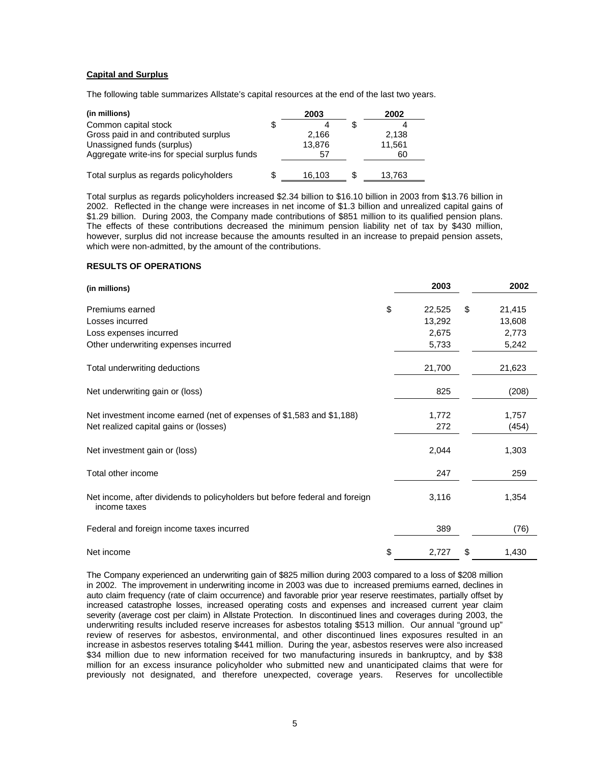**Capital and Surplus**

The following table summarizes Allstate's capital resources at the end of the last two years.

| (in millions) | 2003 | 2002 |
|---|---|---|
| Common capital stock | $ 4 | $ 4 |
| Gross paid in and contributed surplus | 2,166 | 2,138 |
| Unassigned funds (surplus) | 13,876 | 11,561 |
| Aggregate write-ins for special surplus funds | 57 | 60 |
| Total surplus as regards policyholders | $ 16,103 | $ 13,763 |

Total surplus as regards policyholders increased $2.34 billion to $16.10 billion in 2003 from $13.76 billion in 2002. Reflected in the change were increases in net income of $1.3 billion and unrealized capital gains of $1.29 billion. During 2003, the Company made contributions of $851 million to its qualified pension plans. The effects of these contributions decreased the minimum pension liability net of tax by $430 million, however, surplus did not increase because the amounts resulted in an increase to prepaid pension assets, which were non-admitted, by the amount of the contributions.

**RESULTS OF OPERATIONS**

| (in millions) | 2003 | 2002 |
|---|---|---|
| Premiums earned | $ 22,525 | $ 21,415 |
| Losses incurred | 13,292 | 13,608 |
| Loss expenses incurred | 2,675 | 2,773 |
| Other underwriting expenses incurred | 5,733 | 5,242 |
| Total underwriting deductions | 21,700 | 21,623 |
| Net underwriting gain or (loss) | 825 | (208) |
| Net investment income earned (net of expenses of $1,583 and $1,188) | 1,772 | 1,757 |
| Net realized capital gains or (losses) | 272 | (454) |
| Net investment gain or (loss) | 2,044 | 1,303 |
| Total other income | 247 | 259 |
| Net income, after dividends to policyholders but before federal and foreign income taxes | 3,116 | 1,354 |
| Federal and foreign income taxes incurred | 389 | (76) |
| Net income | $ 2,727 | $ 1,430 |

The Company experienced an underwriting gain of $825 million during 2003 compared to a loss of $208 million in 2002. The improvement in underwriting income in 2003 was due to increased premiums earned, declines in auto claim frequency (rate of claim occurrence) and favorable prior year reserve reestimates, partially offset by increased catastrophe losses, increased operating costs and expenses and increased current year claim severity (average cost per claim) in Allstate Protection. In discontinued lines and coverages during 2003, the underwriting results included reserve increases for asbestos totaling $513 million. Our annual "ground up" review of reserves for asbestos, environmental, and other discontinued lines exposures resulted in an increase in asbestos reserves totaling $441 million. During the year, asbestos reserves were also increased $34 million due to new information received for two manufacturing insureds in bankruptcy, and by $38 million for an excess insurance policyholder who submitted new and unanticipated claims that were for previously not designated, and therefore unexpected, coverage years. Reserves for uncollectible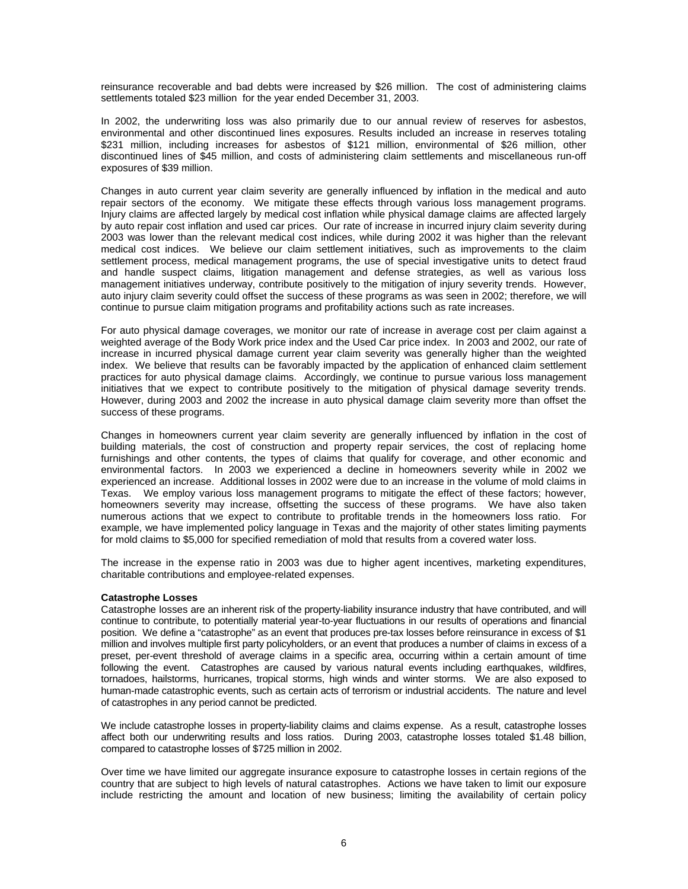reinsurance recoverable and bad debts were increased by $26 million. The cost of administering claims settlements totaled $23 million for the year ended December 31, 2003.

In 2002, the underwriting loss was also primarily due to our annual review of reserves for asbestos, environmental and other discontinued lines exposures. Results included an increase in reserves totaling $231 million, including increases for asbestos of $121 million, environmental of $26 million, other discontinued lines of $45 million, and costs of administering claim settlements and miscellaneous run-off exposures of $39 million.

Changes in auto current year claim severity are generally influenced by inflation in the medical and auto repair sectors of the economy. We mitigate these effects through various loss management programs. Injury claims are affected largely by medical cost inflation while physical damage claims are affected largely by auto repair cost inflation and used car prices. Our rate of increase in incurred injury claim severity during 2003 was lower than the relevant medical cost indices, while during 2002 it was higher than the relevant medical cost indices. We believe our claim settlement initiatives, such as improvements to the claim settlement process, medical management programs, the use of special investigative units to detect fraud and handle suspect claims, litigation management and defense strategies, as well as various loss management initiatives underway, contribute positively to the mitigation of injury severity trends. However, auto injury claim severity could offset the success of these programs as was seen in 2002; therefore, we will continue to pursue claim mitigation programs and profitability actions such as rate increases.

For auto physical damage coverages, we monitor our rate of increase in average cost per claim against a weighted average of the Body Work price index and the Used Car price index. In 2003 and 2002, our rate of increase in incurred physical damage current year claim severity was generally higher than the weighted index. We believe that results can be favorably impacted by the application of enhanced claim settlement practices for auto physical damage claims. Accordingly, we continue to pursue various loss management initiatives that we expect to contribute positively to the mitigation of physical damage severity trends. However, during 2003 and 2002 the increase in auto physical damage claim severity more than offset the success of these programs.

Changes in homeowners current year claim severity are generally influenced by inflation in the cost of building materials, the cost of construction and property repair services, the cost of replacing home furnishings and other contents, the types of claims that qualify for coverage, and other economic and environmental factors. In 2003 we experienced a decline in homeowners severity while in 2002 we experienced an increase. Additional losses in 2002 were due to an increase in the volume of mold claims in Texas. We employ various loss management programs to mitigate the effect of these factors; however, homeowners severity may increase, offsetting the success of these programs. We have also taken numerous actions that we expect to contribute to profitable trends in the homeowners loss ratio. For example, we have implemented policy language in Texas and the majority of other states limiting payments for mold claims to $5,000 for specified remediation of mold that results from a covered water loss.

The increase in the expense ratio in 2003 was due to higher agent incentives, marketing expenditures, charitable contributions and employee-related expenses.

**Catastrophe Losses**

Catastrophe losses are an inherent risk of the property-liability insurance industry that have contributed, and will continue to contribute, to potentially material year-to-year fluctuations in our results of operations and financial position. We define a "catastrophe" as an event that produces pre-tax losses before reinsurance in excess of $1 million and involves multiple first party policyholders, or an event that produces a number of claims in excess of a preset, per-event threshold of average claims in a specific area, occurring within a certain amount of time following the event. Catastrophes are caused by various natural events including earthquakes, wildfires, tornadoes, hailstorms, hurricanes, tropical storms, high winds and winter storms. We are also exposed to human-made catastrophic events, such as certain acts of terrorism or industrial accidents. The nature and level of catastrophes in any period cannot be predicted.

We include catastrophe losses in property-liability claims and claims expense. As a result, catastrophe losses affect both our underwriting results and loss ratios. During 2003, catastrophe losses totaled $1.48 billion, compared to catastrophe losses of $725 million in 2002.

Over time we have limited our aggregate insurance exposure to catastrophe losses in certain regions of the country that are subject to high levels of natural catastrophes. Actions we have taken to limit our exposure include restricting the amount and location of new business; limiting the availability of certain policy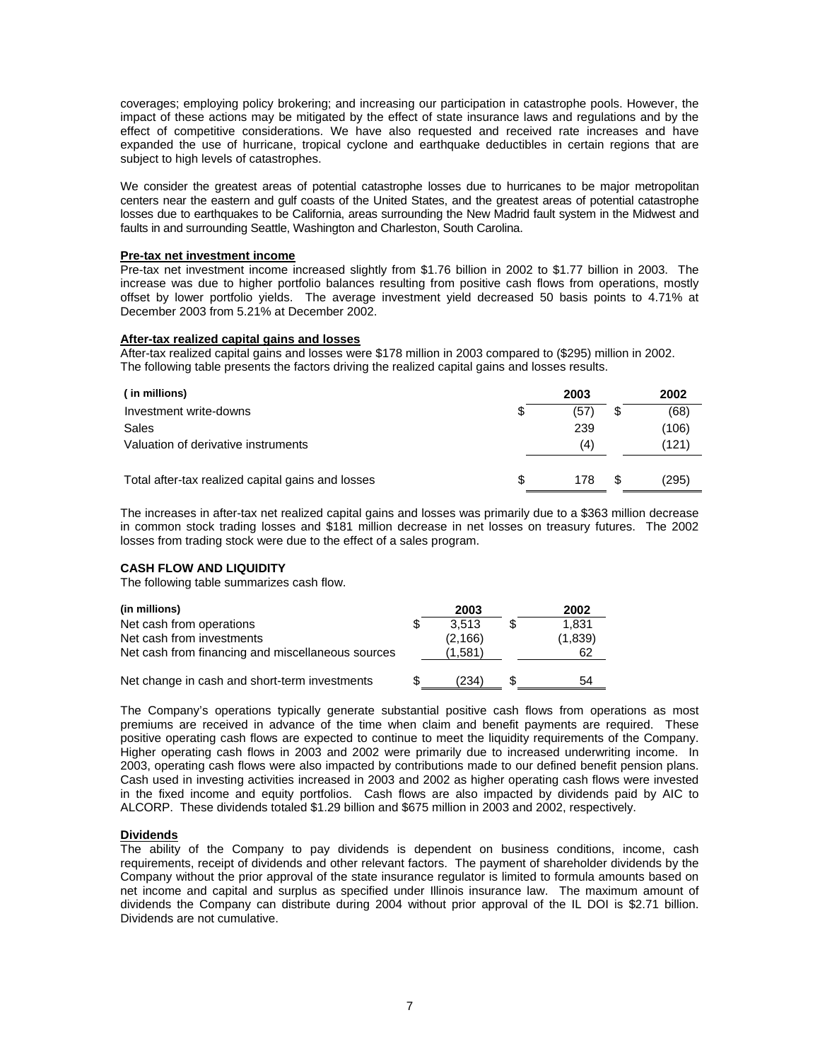coverages; employing policy brokering; and increasing our participation in catastrophe pools. However, the impact of these actions may be mitigated by the effect of state insurance laws and regulations and by the effect of competitive considerations. We have also requested and received rate increases and have expanded the use of hurricane, tropical cyclone and earthquake deductibles in certain regions that are subject to high levels of catastrophes.

We consider the greatest areas of potential catastrophe losses due to hurricanes to be major metropolitan centers near the eastern and gulf coasts of the United States, and the greatest areas of potential catastrophe losses due to earthquakes to be California, areas surrounding the New Madrid fault system in the Midwest and faults in and surrounding Seattle, Washington and Charleston, South Carolina.

**Pre-tax net investment income**

Pre-tax net investment income increased slightly from $1.76 billion in 2002 to $1.77 billion in 2003. The increase was due to higher portfolio balances resulting from positive cash flows from operations, mostly offset by lower portfolio yields. The average investment yield decreased 50 basis points to 4.71% at December 2003 from 5.21% at December 2002.

**After-tax realized capital gains and losses**

After-tax realized capital gains and losses were $178 million in 2003 compared to ($295) million in 2002. The following table presents the factors driving the realized capital gains and losses results.

| ( in millions) | 2003 | 2002 |
|---|---|---|
| Investment write-downs | $ (57) | $ (68) |
| Sales | 239 | (106) |
| Valuation of derivative instruments | (4) | (121) |
| Total after-tax realized capital gains and losses | $ 178 | $ (295) |

The increases in after-tax net realized capital gains and losses was primarily due to a $363 million decrease in common stock trading losses and $181 million decrease in net losses on treasury futures. The 2002 losses from trading stock were due to the effect of a sales program.

## CASH FLOW AND LIQUIDITY

The following table summarizes cash flow.

| (in millions) | 2003 | 2002 |
|---|---|---|
| Net cash from operations | $ 3,513 | $ 1,831 |
| Net cash from investments | (2,166) | (1,839) |
| Net cash from financing and miscellaneous sources | (1,581) | 62 |
| Net change in cash and short-term investments | $ (234) | $ 54 |

The Company's operations typically generate substantial positive cash flows from operations as most premiums are received in advance of the time when claim and benefit payments are required. These positive operating cash flows are expected to continue to meet the liquidity requirements of the Company. Higher operating cash flows in 2003 and 2002 were primarily due to increased underwriting income. In 2003, operating cash flows were also impacted by contributions made to our defined benefit pension plans. Cash used in investing activities increased in 2003 and 2002 as higher operating cash flows were invested in the fixed income and equity portfolios. Cash flows are also impacted by dividends paid by AIC to ALCORP. These dividends totaled $1.29 billion and $675 million in 2003 and 2002, respectively.

**Dividends**

The ability of the Company to pay dividends is dependent on business conditions, income, cash requirements, receipt of dividends and other relevant factors. The payment of shareholder dividends by the Company without the prior approval of the state insurance regulator is limited to formula amounts based on net income and capital and surplus as specified under Illinois insurance law. The maximum amount of dividends the Company can distribute during 2004 without prior approval of the IL DOI is $2.71 billion. Dividends are not cumulative.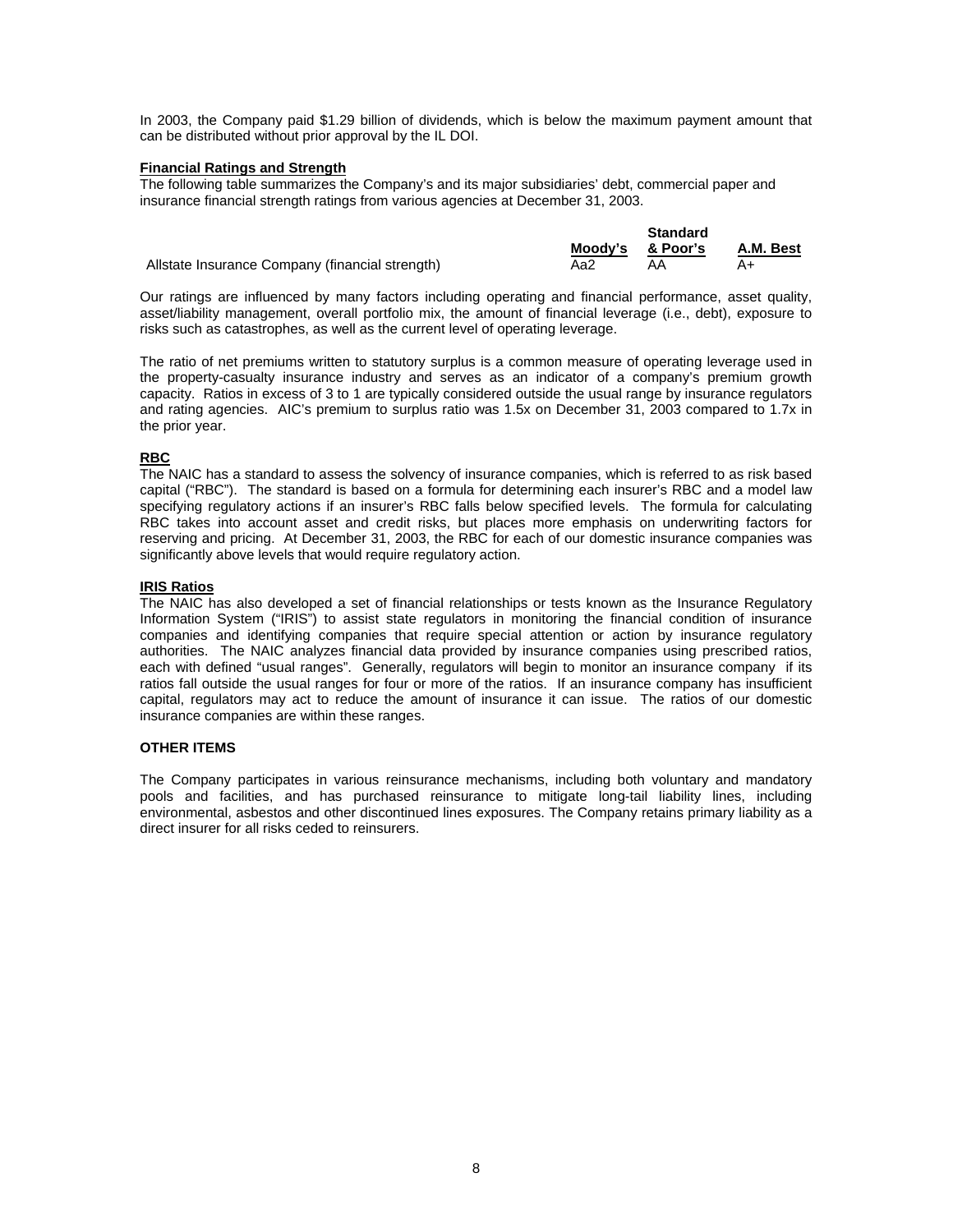In 2003, the Company paid $1.29 billion of dividends, which is below the maximum payment amount that can be distributed without prior approval by the IL DOI.

**Financial Ratings and Strength**

The following table summarizes the Company's and its major subsidiaries' debt, commercial paper and insurance financial strength ratings from various agencies at December 31, 2003.

| | Moody's | Standard & Poor's | A.M. Best |
|---|---|---|---|
| Allstate Insurance Company (financial strength) | Aa2 | AA | A+ |

Our ratings are influenced by many factors including operating and financial performance, asset quality, asset/liability management, overall portfolio mix, the amount of financial leverage (i.e., debt), exposure to risks such as catastrophes, as well as the current level of operating leverage.

The ratio of net premiums written to statutory surplus is a common measure of operating leverage used in the property-casualty insurance industry and serves as an indicator of a company's premium growth capacity. Ratios in excess of 3 to 1 are typically considered outside the usual range by insurance regulators and rating agencies. AIC's premium to surplus ratio was 1.5x on December 31, 2003 compared to 1.7x in the prior year.

**RBC**

The NAIC has a standard to assess the solvency of insurance companies, which is referred to as risk based capital ("RBC"). The standard is based on a formula for determining each insurer's RBC and a model law specifying regulatory actions if an insurer's RBC falls below specified levels. The formula for calculating RBC takes into account asset and credit risks, but places more emphasis on underwriting factors for reserving and pricing. At December 31, 2003, the RBC for each of our domestic insurance companies was significantly above levels that would require regulatory action.

**IRIS Ratios**

The NAIC has also developed a set of financial relationships or tests known as the Insurance Regulatory Information System ("IRIS") to assist state regulators in monitoring the financial condition of insurance companies and identifying companies that require special attention or action by insurance regulatory authorities. The NAIC analyzes financial data provided by insurance companies using prescribed ratios, each with defined "usual ranges". Generally, regulators will begin to monitor an insurance company if its ratios fall outside the usual ranges for four or more of the ratios. If an insurance company has insufficient capital, regulators may act to reduce the amount of insurance it can issue. The ratios of our domestic insurance companies are within these ranges.

**OTHER ITEMS**

The Company participates in various reinsurance mechanisms, including both voluntary and mandatory pools and facilities, and has purchased reinsurance to mitigate long-tail liability lines, including environmental, asbestos and other discontinued lines exposures. The Company retains primary liability as a direct insurer for all risks ceded to reinsurers.